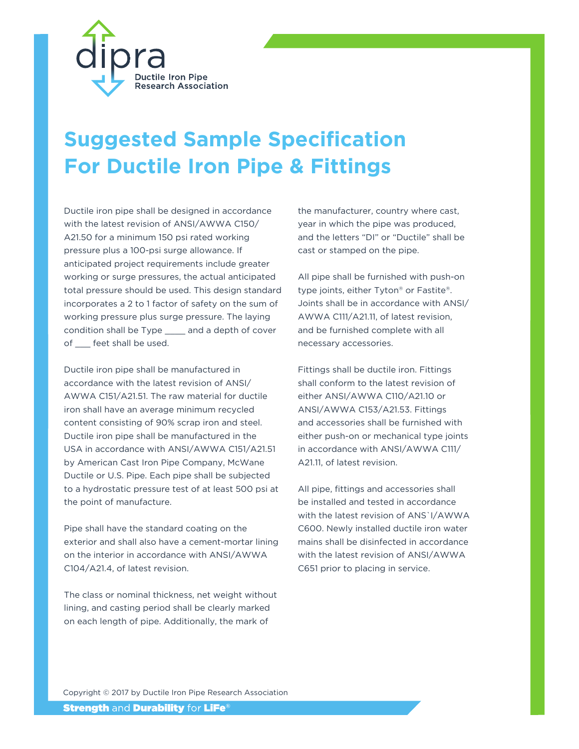dipra

Ductile Iron Pipe
Research Association

# Suggested Sample Specification For Ductile Iron Pipe & Fittings

Ductile iron pipe shall be designed in accordance with the latest revision of ANSI/AWWA C150/A21.50 for a minimum 150 psi rated working pressure plus a 100-psi surge allowance. If anticipated project requirements include greater working or surge pressures, the actual anticipated total pressure should be used. This design standard incorporates a 2 to 1 factor of safety on the sum of working pressure plus surge pressure. The laying condition shall be Type ____ and a depth of cover of ___ feet shall be used.

Ductile iron pipe shall be manufactured in accordance with the latest revision of ANSI/AWWA C151/A21.51. The raw material for ductile iron shall have an average minimum recycled content consisting of 90% scrap iron and steel. Ductile iron pipe shall be manufactured in the USA in accordance with ANSI/AWWA C151/A21.51 by American Cast Iron Pipe Company, McWane Ductile or U.S. Pipe. Each pipe shall be subjected to a hydrostatic pressure test of at least 500 psi at the point of manufacture.

Pipe shall have the standard coating on the exterior and shall also have a cement-mortar lining on the interior in accordance with ANSI/AWWA C104/A21.4, of latest revision.

The class or nominal thickness, net weight without lining, and casting period shall be clearly marked on each length of pipe. Additionally, the mark of the manufacturer, country where cast, year in which the pipe was produced, and the letters "DI" or "Ductile" shall be cast or stamped on the pipe.

All pipe shall be furnished with push-on type joints, either Tyton® or Fastite®. Joints shall be in accordance with ANSI/AWWA C111/A21.11, of latest revision, and be furnished complete with all necessary accessories.

Fittings shall be ductile iron. Fittings shall conform to the latest revision of either ANSI/AWWA C110/A21.10 or ANSI/AWWA C153/A21.53. Fittings and accessories shall be furnished with either push-on or mechanical type joints in accordance with ANSI/AWWA C111/A21.11, of latest revision.

All pipe, fittings and accessories shall be installed and tested in accordance with the latest revision of ANS`I/AWWA C600. Newly installed ductile iron water mains shall be disinfected in accordance with the latest revision of ANSI/AWWA C651 prior to placing in service.

Copyright © 2017 by Ductile Iron Pipe Research Association

**Strength** and **Durability** for **LiFe**®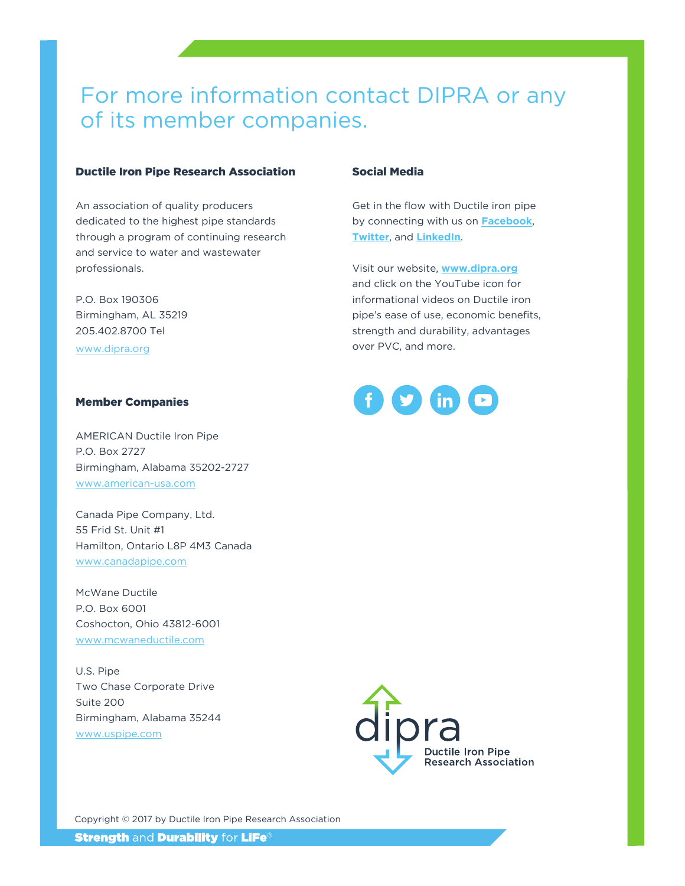# For more information contact DIPRA or any of its member companies.

### Ductile Iron Pipe Research Association

An association of quality producers dedicated to the highest pipe standards through a program of continuing research and service to water and wastewater professionals.

P.O. Box 190306
Birmingham, AL 35219
205.402.8700 Tel
www.dipra.org

### Member Companies

AMERICAN Ductile Iron Pipe
P.O. Box 2727
Birmingham, Alabama 35202-2727
www.american-usa.com

Canada Pipe Company, Ltd.
55 Frid St. Unit #1
Hamilton, Ontario L8P 4M3 Canada
www.canadapipe.com

McWane Ductile
P.O. Box 6001
Coshocton, Ohio 43812-6001
www.mcwaneductile.com

U.S. Pipe
Two Chase Corporate Drive
Suite 200
Birmingham, Alabama 35244
www.uspipe.com

### Social Media

Get in the flow with Ductile iron pipe by connecting with us on **Facebook**, **Twitter**, and **LinkedIn**.

Visit our website, **www.dipra.org** and click on the YouTube icon for informational videos on Ductile iron pipe's ease of use, economic benefits, strength and durability, advantages over PVC, and more.

dipra
Ductile Iron Pipe Research Association

Copyright © 2017 by Ductile Iron Pipe Research Association

**Strength** and **Durability** for **LiFe**®